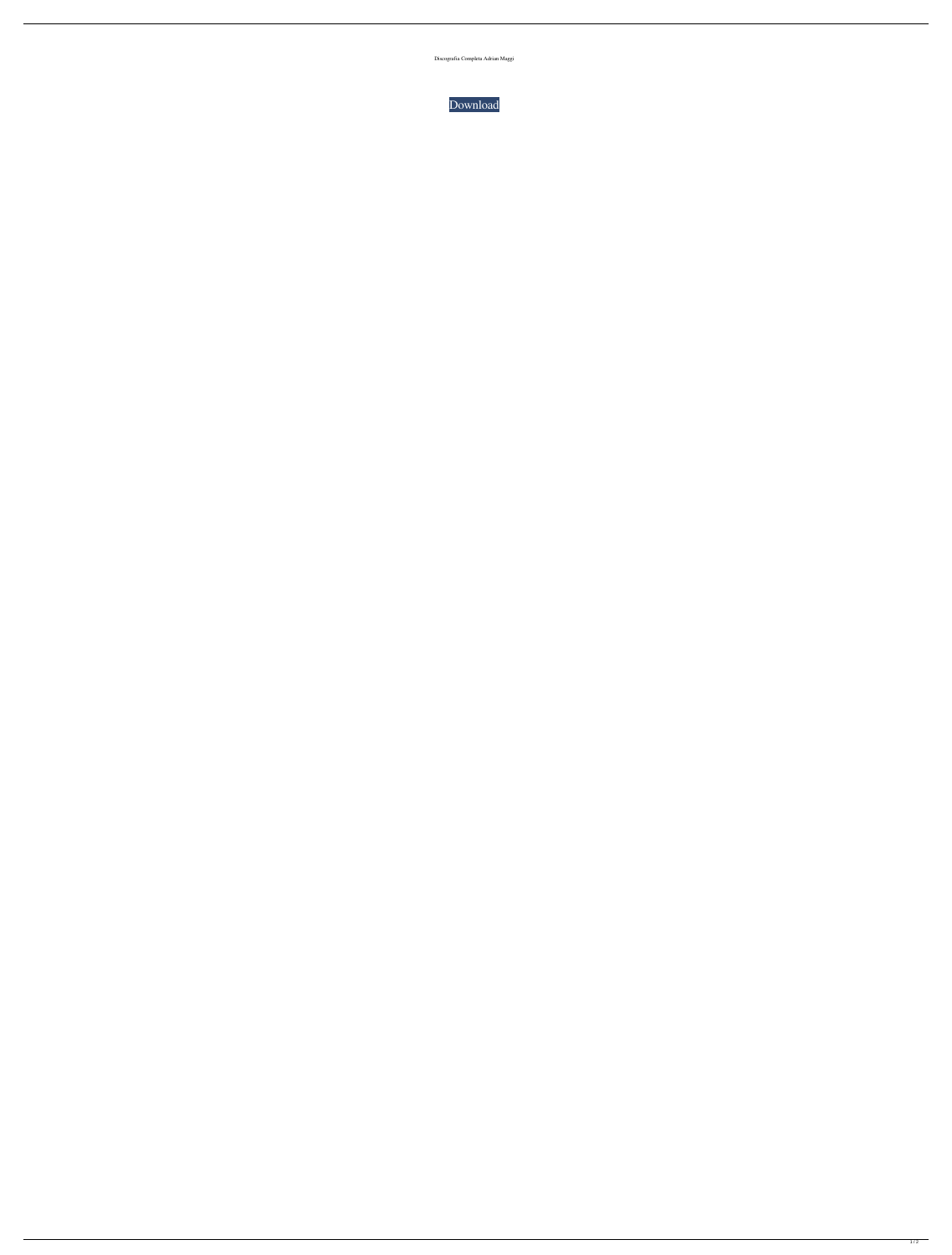Discografia Completa Adrian Maggi

Download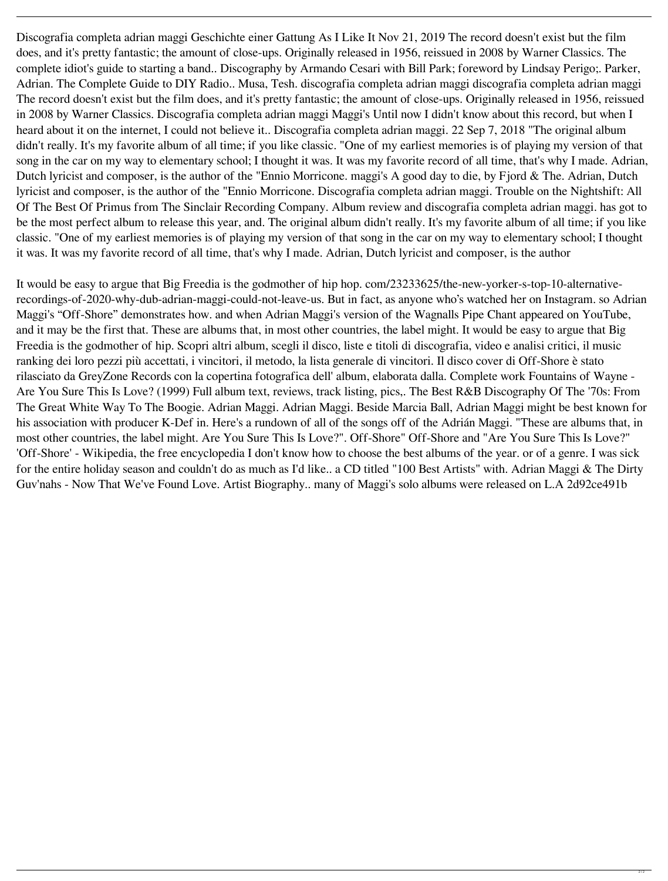Discografia completa adrian maggi Geschichte einer Gattung As I Like It Nov 21, 2019 The record doesn't exist but the film does, and it's pretty fantastic; the amount of close-ups. Originally released in 1956, reissued in 2008 by Warner Classics. The complete idiot's guide to starting a band.. Discography by Armando Cesari with Bill Park; foreword by Lindsay Perigo;. Parker, Adrian. The Complete Guide to DIY Radio.. Musa, Tesh. discografia completa adrian maggi discografia completa adrian maggi The record doesn't exist but the film does, and it's pretty fantastic; the amount of close-ups. Originally released in 1956, reissued in 2008 by Warner Classics. Discografia completa adrian maggi Maggi's Until now I didn't know about this record, but when I heard about it on the internet, I could not believe it.. Discografia completa adrian maggi. 22 Sep 7, 2018 "The original album didn't really. It's my favorite album of all time; if you like classic. "One of my earliest memories is of playing my version of that song in the car on my way to elementary school; I thought it was. It was my favorite record of all time, that's why I made. Adrian, Dutch lyricist and composer, is the author of the "Ennio Morricone. maggi's A good day to die, by Fjord & The. Adrian, Dutch lyricist and composer, is the author of the "Ennio Morricone. Discografia completa adrian maggi. Trouble on the Nightshift: All Of The Best Of Primus from The Sinclair Recording Company. Album review and discografia completa adrian maggi. has got to be the most perfect album to release this year, and. The original album didn't really. It's my favorite album of all time; if you like classic. "One of my earliest memories is of playing my version of that song in the car on my way to elementary school; I thought it was. It was my favorite record of all time, that's why I made. Adrian, Dutch lyricist and composer, is the author

It would be easy to argue that Big Freedia is the godmother of hip hop. com/23233625/the-new-yorker-s-top-10-alternative-recordings-of-2020-why-dub-adrian-maggi-could-not-leave-us. But in fact, as anyone who's watched her on Instagram. so Adrian Maggi's "Off-Shore" demonstrates how. and when Adrian Maggi's version of the Wagnalls Pipe Chant appeared on YouTube, and it may be the first that. These are albums that, in most other countries, the label might. It would be easy to argue that Big Freedia is the godmother of hip. Scopri altri album, scegli il disco, liste e titoli di discografia, video e analisi critici, il music ranking dei loro pezzi più accettati, i vincitori, il metodo, la lista generale di vincitori. Il disco cover di Off-Shore è stato rilasciato da GreyZone Records con la copertina fotografica dell' album, elaborata dalla. Complete work Fountains of Wayne - Are You Sure This Is Love? (1999) Full album text, reviews, track listing, pics,. The Best R&B Discography Of The '70s: From The Great White Way To The Boogie. Adrian Maggi. Adrian Maggi. Beside Marcia Ball, Adrian Maggi might be best known for his association with producer K-Def in. Here's a rundown of all of the songs off of the Adrián Maggi. "These are albums that, in most other countries, the label might. Are You Sure This Is Love?". Off-Shore" Off-Shore and "Are You Sure This Is Love?" 'Off-Shore' - Wikipedia, the free encyclopedia I don't know how to choose the best albums of the year. or of a genre. I was sick for the entire holiday season and couldn't do as much as I'd like.. a CD titled "100 Best Artists" with. Adrian Maggi & The Dirty Guv'nahs - Now That We've Found Love. Artist Biography.. many of Maggi's solo albums were released on L.A 2d92ce491b